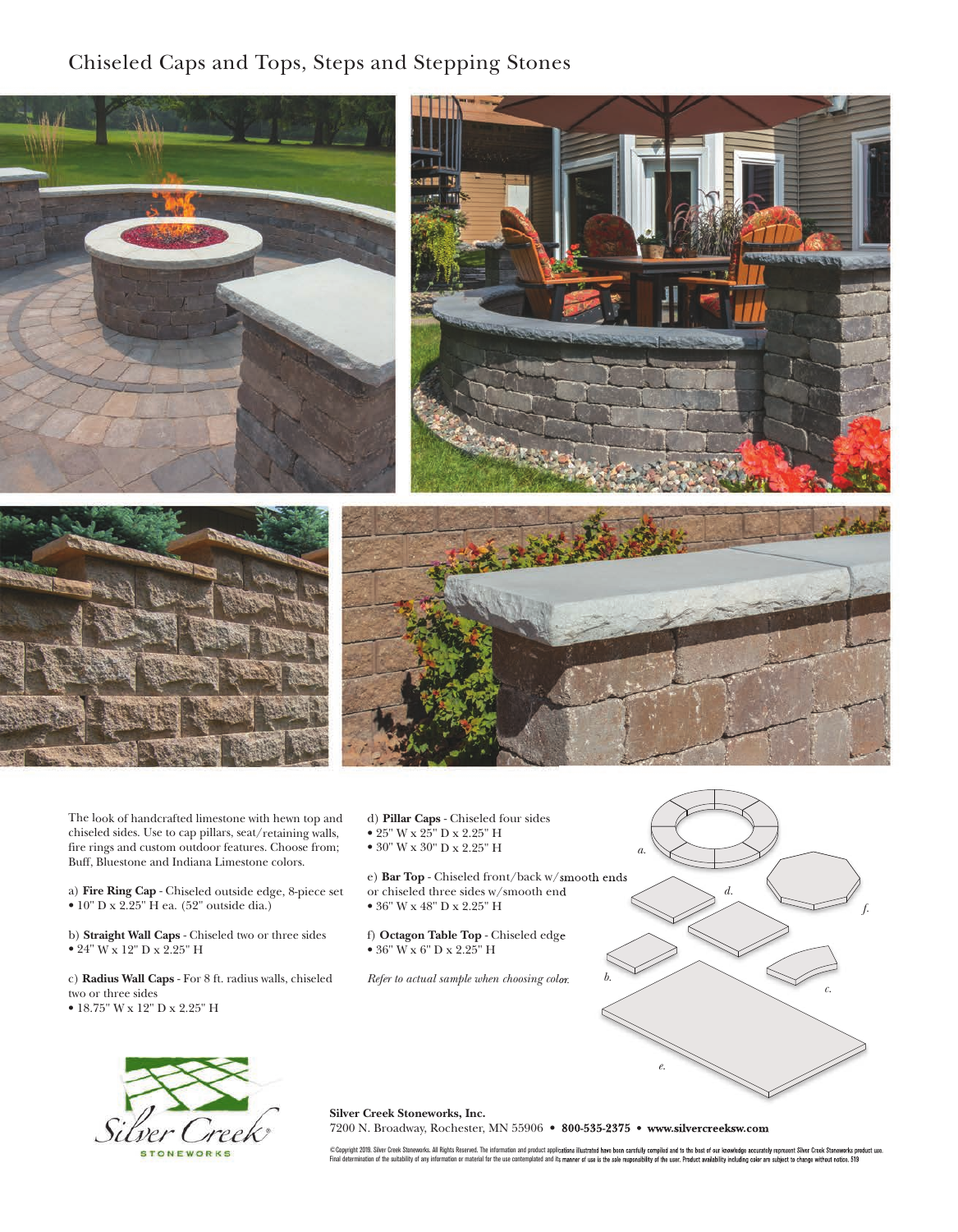# Chiseled Caps and Tops, Steps and Stepping Stones

The look of handcrafted limestone with hewn top and chiseled sides. Use to cap pillars, seat/retaining walls, fire rings and custom outdoor features. Choose from; Buff, Bluestone and Indiana Limestone colors.

a) **Fire Ring Cap** - Chiseled outside edge, 8-piece set
- 10" D x 2.25" H ea. (52" outside dia.)

b) **Straight Wall Caps** - Chiseled two or three sides
- 24" W x 12" D x 2.25" H

c) **Radius Wall Caps** - For 8 ft. radius walls, chiseled two or three sides
- 18.75" W x 12" D x 2.25" H

d) **Pillar Caps** - Chiseled four sides
- 25" W x 25" D x 2.25" H
- 30" W x 30" D x 2.25" H

e) **Bar Top** - Chiseled front/back w/smooth ends or chiseled three sides w/smooth end
- 36" W x 48" D x 2.25" H

f) **Octagon Table Top** - Chiseled edge
- 36" W x 6" D x 2.25" H

*Refer to actual sample when choosing color.*

a. d. f. b. c. e.

**Silver Creek Stoneworks, Inc.**
7200 N. Broadway, Rochester, MN 55906 • **800-535-2375** • **www.silvercreeksw.com**

©Copyright 2019. Silver Creek Stoneworks. All Rights Reserved. The information and product applications illustrated have been carefully compiled and to the best of our knowledge accurately represent Silver Creek Stoneworks product use. Final determination of the suitability of any information or material for the use contemplated and its manner of use is the sole responsibility of the user. Product availability including color are subject to change without notice. 519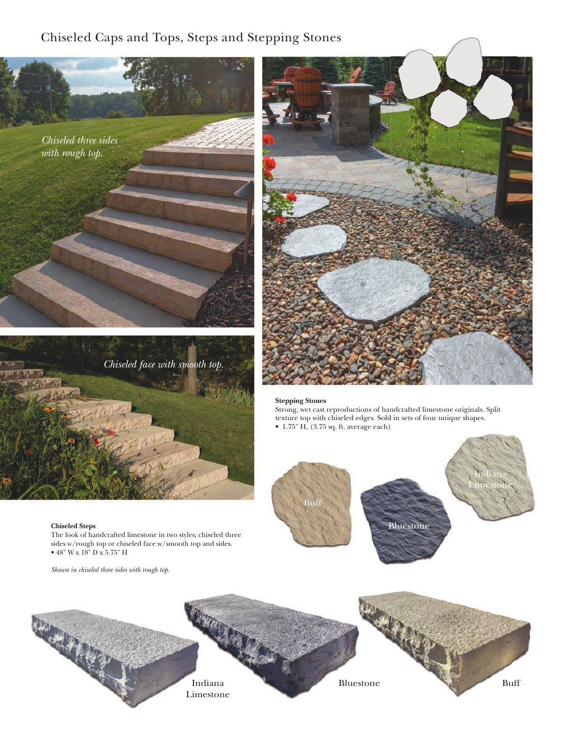# Chiseled Caps and Tops, Steps and Stepping Stones

*Chiseled three sides with rough top.*

*Chiseled face with smooth top.*

**Stepping Stones**

Strong, wet cast reproductions of handcrafted limestone originals. Split texture top with chiseled edges. Sold in sets of four unique shapes.

- 1.75" H, (3.75 sq. ft. average each)

Buff

Bluestone

Indiana Limestone

**Chiseled Steps**

The look of handcrafted limestone in two styles; chiseled three sides w/rough top or chiseled face w/smooth top and sides.

- 48" W x 18" D x 5.75" H

*Shown in chiseled three sides with rough top.*

Indiana Limestone

Bluestone

Buff